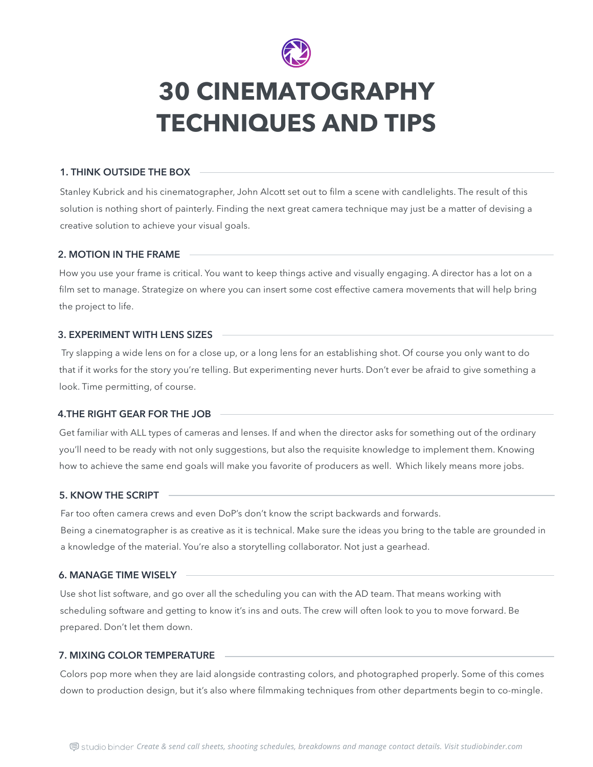# 30 CINEMATOGRAPHY TECHNIQUES AND TIPS

### 1. THINK OUTSIDE THE BOX

Stanley Kubrick and his cinematographer, John Alcott set out to film a scene with candlelights. The result of this solution is nothing short of painterly. Finding the next great camera technique may just be a matter of devising a creative solution to achieve your visual goals.

### 2. MOTION IN THE FRAME

How you use your frame is critical. You want to keep things active and visually engaging. A director has a lot on a film set to manage. Strategize on where you can insert some cost effective camera movements that will help bring the project to life.

### 3. EXPERIMENT WITH LENS SIZES

Try slapping a wide lens on for a close up, or a long lens for an establishing shot. Of course you only want to do that if it works for the story you're telling. But experimenting never hurts. Don't ever be afraid to give something a look. Time permitting, of course.

### 4.THE RIGHT GEAR FOR THE JOB

Get familiar with ALL types of cameras and lenses. If and when the director asks for something out of the ordinary you'll need to be ready with not only suggestions, but also the requisite knowledge to implement them. Knowing how to achieve the same end goals will make you favorite of producers as well. Which likely means more jobs.

### 5. KNOW THE SCRIPT

Far too often camera crews and even DoP's don't know the script backwards and forwards.
Being a cinematographer is as creative as it is technical. Make sure the ideas you bring to the table are grounded in a knowledge of the material. You're also a storytelling collaborator. Not just a gearhead.

### 6. MANAGE TIME WISELY

Use shot list software, and go over all the scheduling you can with the AD team. That means working with scheduling software and getting to know it's ins and outs. The crew will often look to you to move forward. Be prepared. Don't let them down.

### 7. MIXING COLOR TEMPERATURE

Colors pop more when they are laid alongside contrasting colors, and photographed properly. Some of this comes down to production design, but it's also where filmmaking techniques from other departments begin to co-mingle.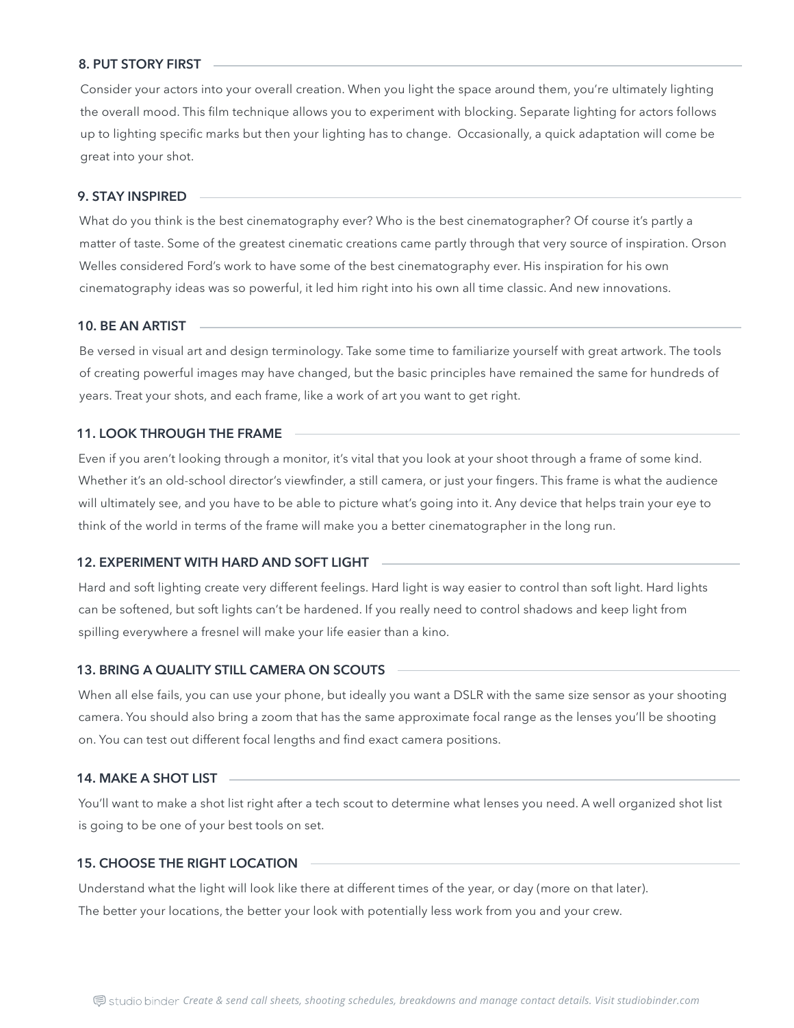### 8. PUT STORY FIRST

Consider your actors into your overall creation. When you light the space around them, you're ultimately lighting the overall mood. This film technique allows you to experiment with blocking. Separate lighting for actors follows up to lighting specific marks but then your lighting has to change. Occasionally, a quick adaptation will come be great into your shot.

### 9. STAY INSPIRED

What do you think is the best cinematography ever? Who is the best cinematographer? Of course it's partly a matter of taste. Some of the greatest cinematic creations came partly through that very source of inspiration. Orson Welles considered Ford's work to have some of the best cinematography ever. His inspiration for his own cinematography ideas was so powerful, it led him right into his own all time classic. And new innovations.

### 10. BE AN ARTIST

Be versed in visual art and design terminology. Take some time to familiarize yourself with great artwork. The tools of creating powerful images may have changed, but the basic principles have remained the same for hundreds of years. Treat your shots, and each frame, like a work of art you want to get right.

### 11. LOOK THROUGH THE FRAME

Even if you aren't looking through a monitor, it's vital that you look at your shoot through a frame of some kind. Whether it's an old-school director's viewfinder, a still camera, or just your fingers. This frame is what the audience will ultimately see, and you have to be able to picture what's going into it. Any device that helps train your eye to think of the world in terms of the frame will make you a better cinematographer in the long run.

### 12. EXPERIMENT WITH HARD AND SOFT LIGHT

Hard and soft lighting create very different feelings. Hard light is way easier to control than soft light. Hard lights can be softened, but soft lights can't be hardened. If you really need to control shadows and keep light from spilling everywhere a fresnel will make your life easier than a kino.

### 13. BRING A QUALITY STILL CAMERA ON SCOUTS

When all else fails, you can use your phone, but ideally you want a DSLR with the same size sensor as your shooting camera. You should also bring a zoom that has the same approximate focal range as the lenses you'll be shooting on. You can test out different focal lengths and find exact camera positions.

### 14. MAKE A SHOT LIST

You'll want to make a shot list right after a tech scout to determine what lenses you need. A well organized shot list is going to be one of your best tools on set.

### 15. CHOOSE THE RIGHT LOCATION

Understand what the light will look like there at different times of the year, or day (more on that later).
The better your locations, the better your look with potentially less work from you and your crew.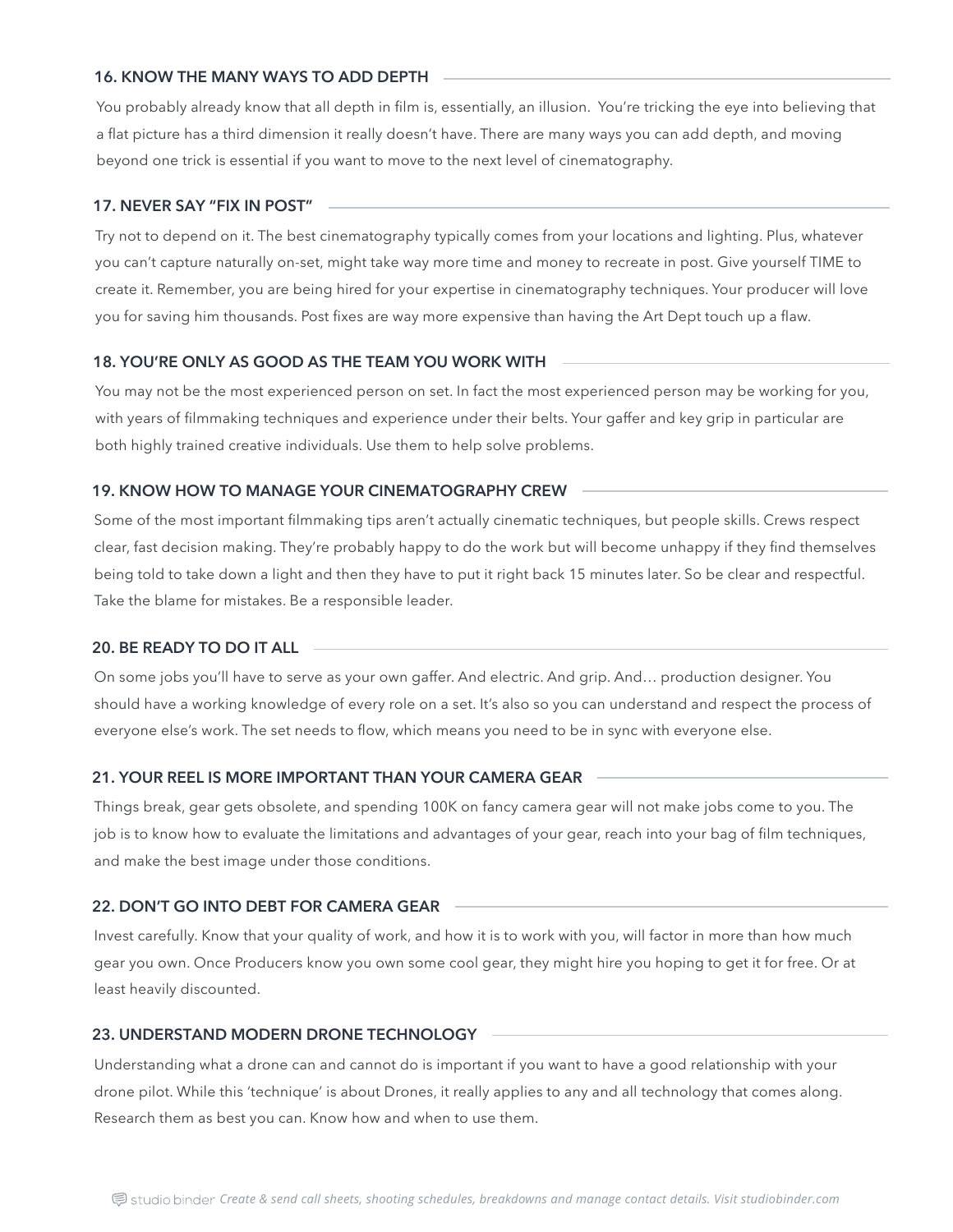### 16. KNOW THE MANY WAYS TO ADD DEPTH

You probably already know that all depth in film is, essentially, an illusion. You're tricking the eye into believing that a flat picture has a third dimension it really doesn't have. There are many ways you can add depth, and moving beyond one trick is essential if you want to move to the next level of cinematography.

### 17. NEVER SAY "FIX IN POST"

Try not to depend on it. The best cinematography typically comes from your locations and lighting. Plus, whatever you can't capture naturally on-set, might take way more time and money to recreate in post. Give yourself TIME to create it. Remember, you are being hired for your expertise in cinematography techniques. Your producer will love you for saving him thousands. Post fixes are way more expensive than having the Art Dept touch up a flaw.

### 18. YOU'RE ONLY AS GOOD AS THE TEAM YOU WORK WITH

You may not be the most experienced person on set. In fact the most experienced person may be working for you, with years of filmmaking techniques and experience under their belts. Your gaffer and key grip in particular are both highly trained creative individuals. Use them to help solve problems.

### 19. KNOW HOW TO MANAGE YOUR CINEMATOGRAPHY CREW

Some of the most important filmmaking tips aren't actually cinematic techniques, but people skills. Crews respect clear, fast decision making. They're probably happy to do the work but will become unhappy if they find themselves being told to take down a light and then they have to put it right back 15 minutes later. So be clear and respectful. Take the blame for mistakes. Be a responsible leader.

### 20. BE READY TO DO IT ALL

On some jobs you'll have to serve as your own gaffer. And electric. And grip. And… production designer. You should have a working knowledge of every role on a set. It's also so you can understand and respect the process of everyone else's work. The set needs to flow, which means you need to be in sync with everyone else.

### 21. YOUR REEL IS MORE IMPORTANT THAN YOUR CAMERA GEAR

Things break, gear gets obsolete, and spending 100K on fancy camera gear will not make jobs come to you. The job is to know how to evaluate the limitations and advantages of your gear, reach into your bag of film techniques, and make the best image under those conditions.

### 22. DON'T GO INTO DEBT FOR CAMERA GEAR

Invest carefully. Know that your quality of work, and how it is to work with you, will factor in more than how much gear you own. Once Producers know you own some cool gear, they might hire you hoping to get it for free. Or at least heavily discounted.

### 23. UNDERSTAND MODERN DRONE TECHNOLOGY

Understanding what a drone can and cannot do is important if you want to have a good relationship with your drone pilot. While this 'technique' is about Drones, it really applies to any and all technology that comes along. Research them as best you can. Know how and when to use them.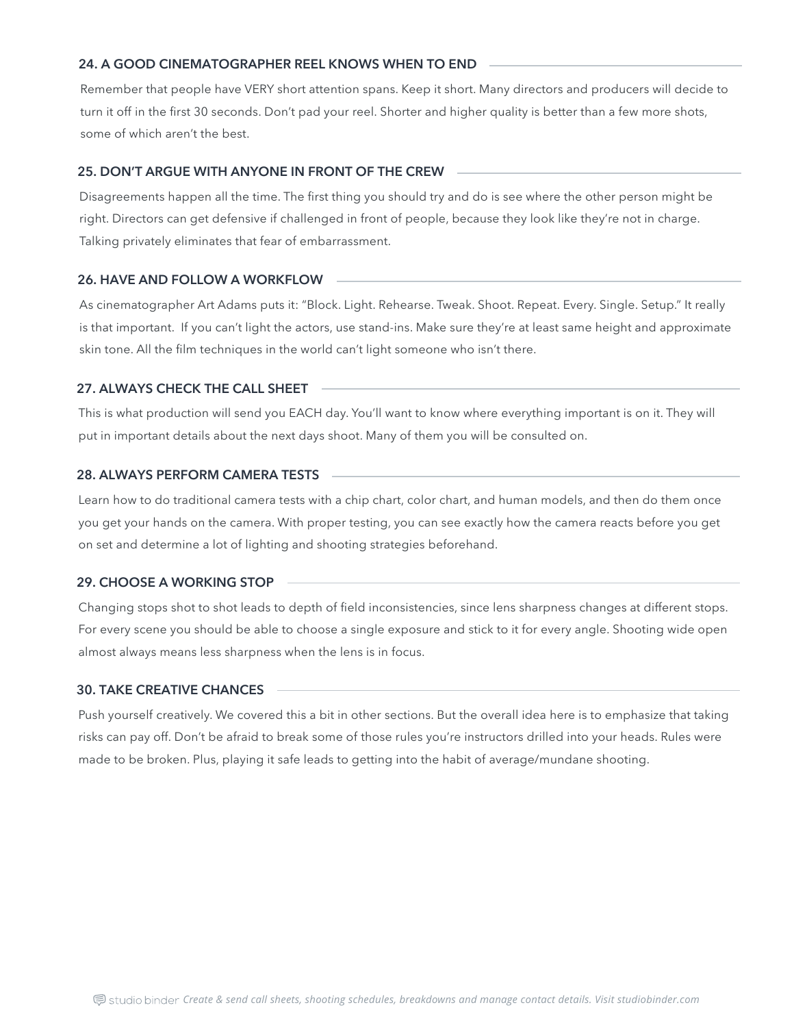### 24. A GOOD CINEMATOGRAPHER REEL KNOWS WHEN TO END

Remember that people have VERY short attention spans. Keep it short. Many directors and producers will decide to turn it off in the first 30 seconds. Don't pad your reel. Shorter and higher quality is better than a few more shots, some of which aren't the best.

### 25. DON'T ARGUE WITH ANYONE IN FRONT OF THE CREW

Disagreements happen all the time. The first thing you should try and do is see where the other person might be right. Directors can get defensive if challenged in front of people, because they look like they're not in charge. Talking privately eliminates that fear of embarrassment.

### 26. HAVE AND FOLLOW A WORKFLOW

As cinematographer Art Adams puts it: "Block. Light. Rehearse. Tweak. Shoot. Repeat. Every. Single. Setup." It really is that important. If you can't light the actors, use stand-ins. Make sure they're at least same height and approximate skin tone. All the film techniques in the world can't light someone who isn't there.

### 27. ALWAYS CHECK THE CALL SHEET

This is what production will send you EACH day. You'll want to know where everything important is on it. They will put in important details about the next days shoot. Many of them you will be consulted on.

### 28. ALWAYS PERFORM CAMERA TESTS

Learn how to do traditional camera tests with a chip chart, color chart, and human models, and then do them once you get your hands on the camera. With proper testing, you can see exactly how the camera reacts before you get on set and determine a lot of lighting and shooting strategies beforehand.

### 29. CHOOSE A WORKING STOP

Changing stops shot to shot leads to depth of field inconsistencies, since lens sharpness changes at different stops. For every scene you should be able to choose a single exposure and stick to it for every angle. Shooting wide open almost always means less sharpness when the lens is in focus.

### 30. TAKE CREATIVE CHANCES

Push yourself creatively. We covered this a bit in other sections. But the overall idea here is to emphasize that taking risks can pay off. Don't be afraid to break some of those rules you're instructors drilled into your heads. Rules were made to be broken. Plus, playing it safe leads to getting into the habit of average/mundane shooting.